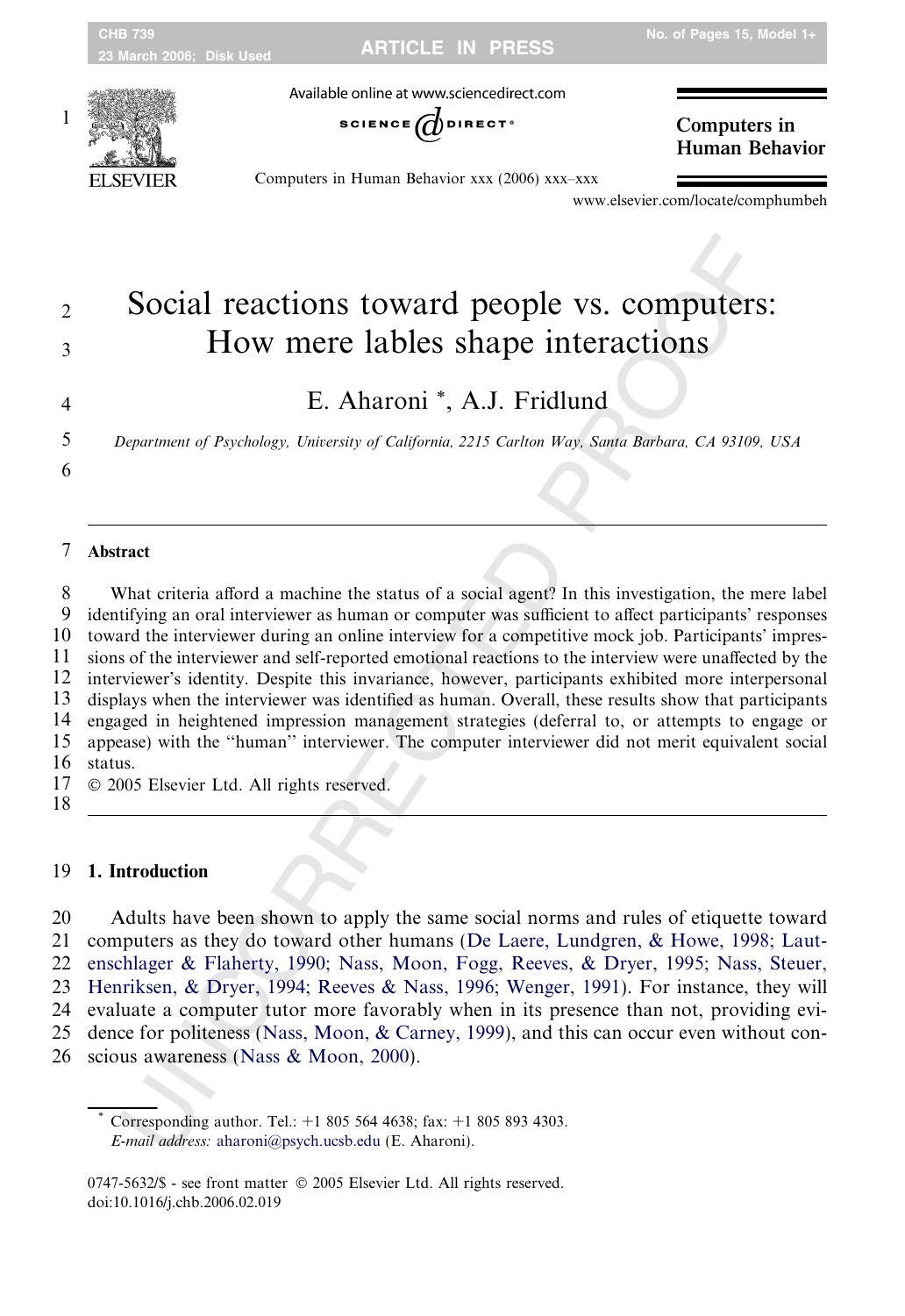# Social reactions toward people vs. computers: How mere lables shape interactions

E. Aharoni *, A.J. Fridlund

*Department of Psychology, University of California, 2215 Carlton Way, Santa Barbara, CA 93109, USA*

## Abstract

What criteria afford a machine the status of a social agent? In this investigation, the mere label identifying an oral interviewer as human or computer was sufficient to affect participants' responses toward the interviewer during an online interview for a competitive mock job. Participants' impressions of the interviewer and self-reported emotional reactions to the interview were unaffected by the interviewer's identity. Despite this invariance, however, participants exhibited more interpersonal displays when the interviewer was identified as human. Overall, these results show that participants engaged in heightened impression management strategies (deferral to, or attempts to engage or appease) with the "human" interviewer. The computer interviewer did not merit equivalent social status.

© 2005 Elsevier Ltd. All rights reserved.

## 1. Introduction

Adults have been shown to apply the same social norms and rules of etiquette toward computers as they do toward other humans (De Laere, Lundgren, & Howe, 1998; Lautenschlager & Flaherty, 1990; Nass, Moon, Fogg, Reeves, & Dryer, 1995; Nass, Steuer, Henriksen, & Dryer, 1994; Reeves & Nass, 1996; Wenger, 1991). For instance, they will evaluate a computer tutor more favorably when in its presence than not, providing evidence for politeness (Nass, Moon, & Carney, 1999), and this can occur even without conscious awareness (Nass & Moon, 2000).

* Corresponding author. Tel.: +1 805 564 4638; fax: +1 805 893 4303.
*E-mail address:* aharoni@psych.ucsb.edu (E. Aharoni).

0747-5632/$ - see front matter © 2005 Elsevier Ltd. All rights reserved.
doi:10.1016/j.chb.2006.02.019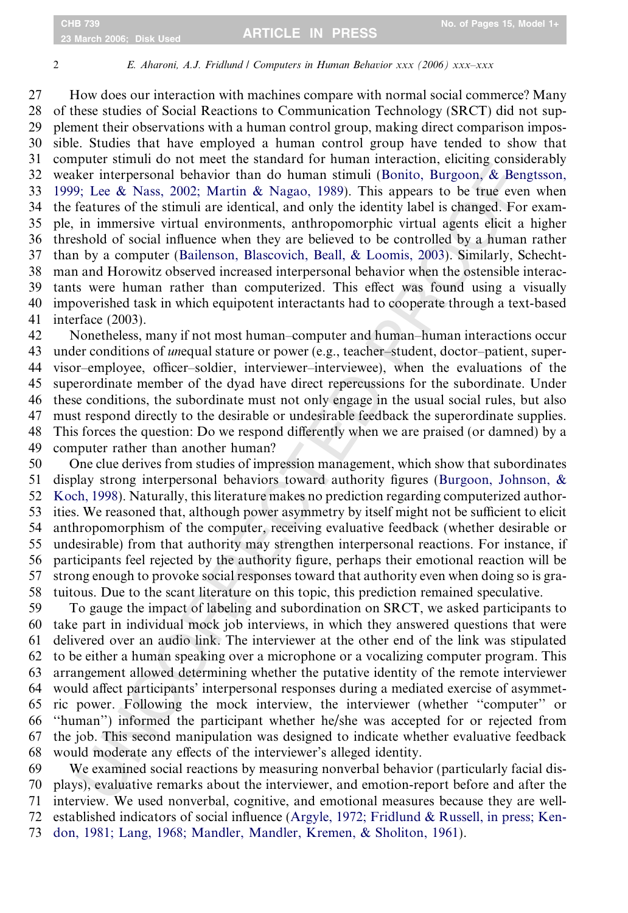How does our interaction with machines compare with normal social commerce? Many of these studies of Social Reactions to Communication Technology (SRCT) did not supplement their observations with a human control group, making direct comparison impossible. Studies that have employed a human control group have tended to show that computer stimuli do not meet the standard for human interaction, eliciting considerably weaker interpersonal behavior than do human stimuli (Bonito, Burgoon, & Bengtsson, 1999; Lee & Nass, 2002; Martin & Nagao, 1989). This appears to be true even when the features of the stimuli are identical, and only the identity label is changed. For example, in immersive virtual environments, anthropomorphic virtual agents elicit a higher threshold of social influence when they are believed to be controlled by a human rather than by a computer (Bailenson, Blascovich, Beall, & Loomis, 2003). Similarly, Schechtman and Horowitz observed increased interpersonal behavior when the ostensible interactants were human rather than computerized. This effect was found using a visually impoverished task in which equipotent interactants had to cooperate through a text-based interface (2003).

Nonetheless, many if not most human–computer and human–human interactions occur under conditions of *un*equal stature or power (e.g., teacher–student, doctor–patient, supervisor–employee, officer–soldier, interviewer–interviewee), when the evaluations of the superordinate member of the dyad have direct repercussions for the subordinate. Under these conditions, the subordinate must not only engage in the usual social rules, but also must respond directly to the desirable or undesirable feedback the superordinate supplies. This forces the question: Do we respond differently when we are praised (or damned) by a computer rather than another human?

One clue derives from studies of impression management, which show that subordinates display strong interpersonal behaviors toward authority figures (Burgoon, Johnson, & Koch, 1998). Naturally, this literature makes no prediction regarding computerized authorities. We reasoned that, although power asymmetry by itself might not be sufficient to elicit anthropomorphism of the computer, receiving evaluative feedback (whether desirable or undesirable) from that authority may strengthen interpersonal reactions. For instance, if participants feel rejected by the authority figure, perhaps their emotional reaction will be strong enough to provoke social responses toward that authority even when doing so is gratuitous. Due to the scant literature on this topic, this prediction remained speculative.

To gauge the impact of labeling and subordination on SRCT, we asked participants to take part in individual mock job interviews, in which they answered questions that were delivered over an audio link. The interviewer at the other end of the link was stipulated to be either a human speaking over a microphone or a vocalizing computer program. This arrangement allowed determining whether the putative identity of the remote interviewer would affect participants' interpersonal responses during a mediated exercise of asymmetric power. Following the mock interview, the interviewer (whether "computer" or "human") informed the participant whether he/she was accepted for or rejected from the job. This second manipulation was designed to indicate whether evaluative feedback would moderate any effects of the interviewer's alleged identity.

We examined social reactions by measuring nonverbal behavior (particularly facial displays), evaluative remarks about the interviewer, and emotion-report before and after the interview. We used nonverbal, cognitive, and emotional measures because they are well-established indicators of social influence (Argyle, 1972; Fridlund & Russell, in press; Kendon, 1981; Lang, 1968; Mandler, Mandler, Kremen, & Sholiton, 1961).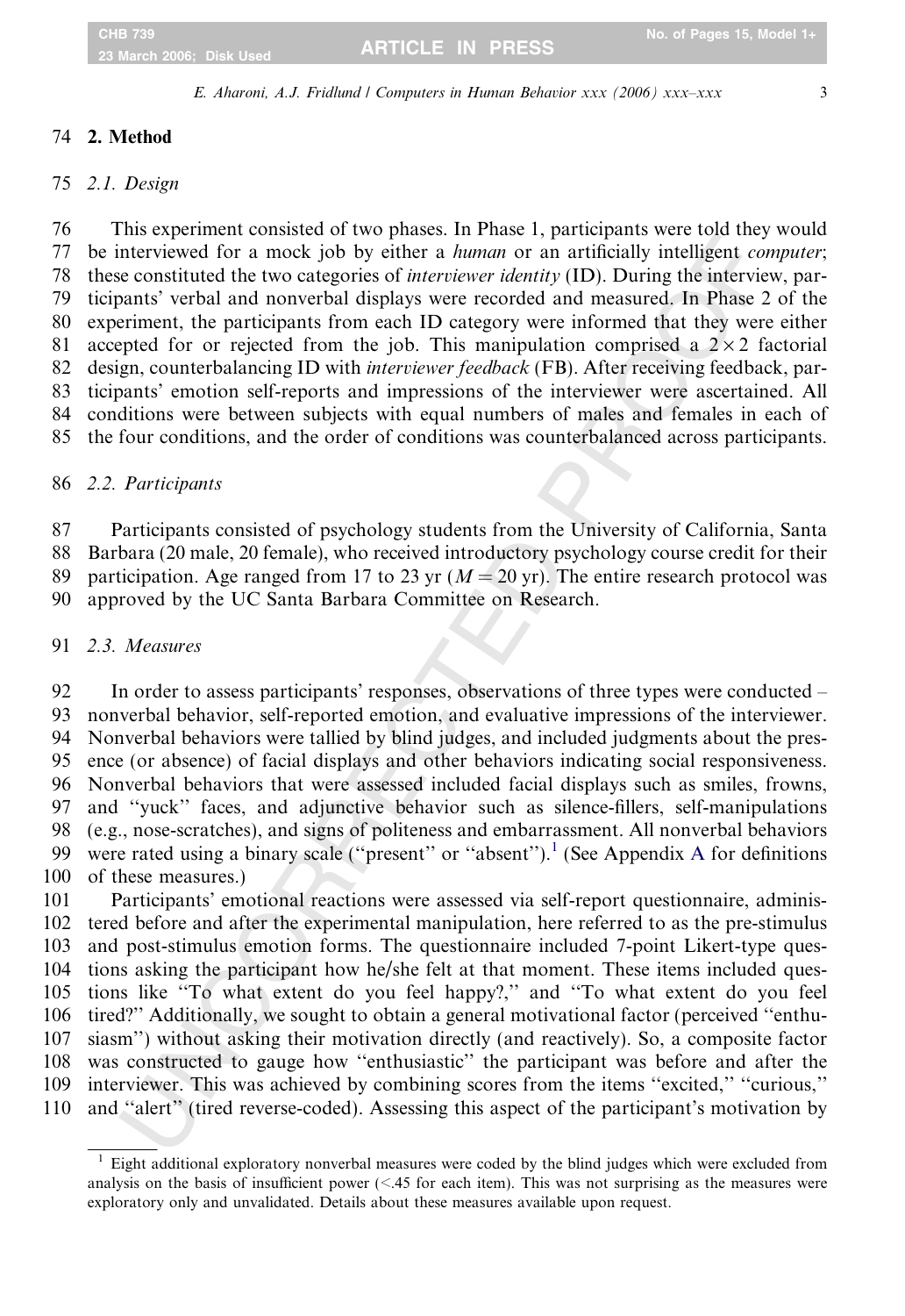## 2. Method

### 2.1. Design

This experiment consisted of two phases. In Phase 1, participants were told they would be interviewed for a mock job by either a *human* or an artificially intelligent *computer*; these constituted the two categories of *interviewer identity* (ID). During the interview, participants' verbal and nonverbal displays were recorded and measured. In Phase 2 of the experiment, the participants from each ID category were informed that they were either accepted for or rejected from the job. This manipulation comprised a $2 \times 2$ factorial design, counterbalancing ID with *interviewer feedback* (FB). After receiving feedback, participants' emotion self-reports and impressions of the interviewer were ascertained. All conditions were between subjects with equal numbers of males and females in each of the four conditions, and the order of conditions was counterbalanced across participants.

### 2.2. Participants

Participants consisted of psychology students from the University of California, Santa Barbara (20 male, 20 female), who received introductory psychology course credit for their participation. Age ranged from 17 to 23 yr ($M = 20$ yr). The entire research protocol was approved by the UC Santa Barbara Committee on Research.

### 2.3. Measures

In order to assess participants' responses, observations of three types were conducted – nonverbal behavior, self-reported emotion, and evaluative impressions of the interviewer. Nonverbal behaviors were tallied by blind judges, and included judgments about the presence (or absence) of facial displays and other behaviors indicating social responsiveness. Nonverbal behaviors that were assessed included facial displays such as smiles, frowns, and ''yuck'' faces, and adjunctive behavior such as silence-fillers, self-manipulations (e.g., nose-scratches), and signs of politeness and embarrassment. All nonverbal behaviors were rated using a binary scale (''present'' or ''absent'').[1] (See Appendix A for definitions of these measures.)

Participants' emotional reactions were assessed via self-report questionnaire, administered before and after the experimental manipulation, here referred to as the pre-stimulus and post-stimulus emotion forms. The questionnaire included 7-point Likert-type questions asking the participant how he/she felt at that moment. These items included questions like ''To what extent do you feel happy?,'' and ''To what extent do you feel tired?'' Additionally, we sought to obtain a general motivational factor (perceived ''enthusiasm'') without asking their motivation directly (and reactively). So, a composite factor was constructed to gauge how ''enthusiastic'' the participant was before and after the interviewer. This was achieved by combining scores from the items ''excited,'' ''curious,'' and ''alert'' (tired reverse-coded). Assessing this aspect of the participant's motivation by

[1] Eight additional exploratory nonverbal measures were coded by the blind judges which were excluded from analysis on the basis of insufficient power (<.45 for each item). This was not surprising as the measures were exploratory only and unvalidated. Details about these measures available upon request.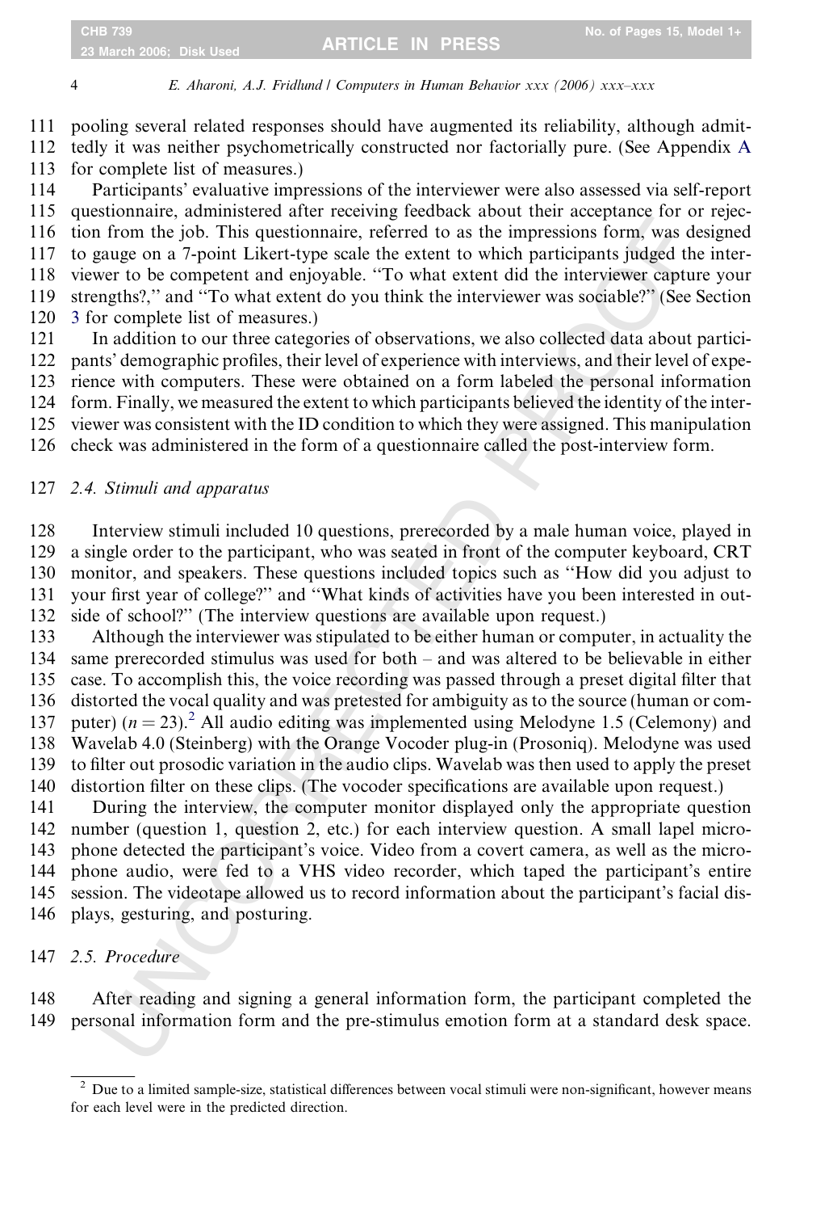pooling several related responses should have augmented its reliability, although admittedly it was neither psychometrically constructed nor factorially pure. (See Appendix A for complete list of measures.)

Participants' evaluative impressions of the interviewer were also assessed via self-report questionnaire, administered after receiving feedback about their acceptance for or rejection from the job. This questionnaire, referred to as the impressions form, was designed to gauge on a 7-point Likert-type scale the extent to which participants judged the interviewer to be competent and enjoyable. "To what extent did the interviewer capture your strengths?," and "To what extent do you think the interviewer was sociable?" (See Section 3 for complete list of measures.)

In addition to our three categories of observations, we also collected data about participants' demographic profiles, their level of experience with interviews, and their level of experience with computers. These were obtained on a form labeled the personal information form. Finally, we measured the extent to which participants believed the identity of the interviewer was consistent with the ID condition to which they were assigned. This manipulation check was administered in the form of a questionnaire called the post-interview form.

### 2.4. Stimuli and apparatus

Interview stimuli included 10 questions, prerecorded by a male human voice, played in a single order to the participant, who was seated in front of the computer keyboard, CRT monitor, and speakers. These questions included topics such as "How did you adjust to your first year of college?" and "What kinds of activities have you been interested in outside of school?" (The interview questions are available upon request.)

Although the interviewer was stipulated to be either human or computer, in actuality the same prerecorded stimulus was used for both – and was altered to be believable in either case. To accomplish this, the voice recording was passed through a preset digital filter that distorted the vocal quality and was pretested for ambiguity as to the source (human or computer) ($n = 23$).[2] All audio editing was implemented using Melodyne 1.5 (Celemony) and Wavelab 4.0 (Steinberg) with the Orange Vocoder plug-in (Prosoniq). Melodyne was used to filter out prosodic variation in the audio clips. Wavelab was then used to apply the preset distortion filter on these clips. (The vocoder specifications are available upon request.)

During the interview, the computer monitor displayed only the appropriate question number (question 1, question 2, etc.) for each interview question. A small lapel microphone detected the participant's voice. Video from a covert camera, as well as the microphone audio, were fed to a VHS video recorder, which taped the participant's entire session. The videotape allowed us to record information about the participant's facial displays, gesturing, and posturing.

### 2.5. Procedure

After reading and signing a general information form, the participant completed the personal information form and the pre-stimulus emotion form at a standard desk space.

---

[2] Due to a limited sample-size, statistical differences between vocal stimuli were non-significant, however means for each level were in the predicted direction.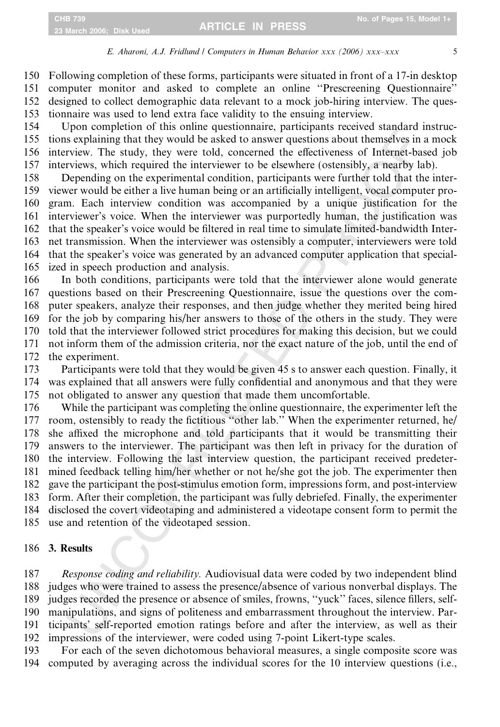Following completion of these forms, participants were situated in front of a 17-in desktop computer monitor and asked to complete an online "Prescreening Questionnaire" designed to collect demographic data relevant to a mock job-hiring interview. The questionnaire was used to lend extra face validity to the ensuing interview.

Upon completion of this online questionnaire, participants received standard instructions explaining that they would be asked to answer questions about themselves in a mock interview. The study, they were told, concerned the effectiveness of Internet-based job interviews, which required the interviewer to be elsewhere (ostensibly, a nearby lab).

Depending on the experimental condition, participants were further told that the interviewer would be either a live human being or an artificially intelligent, vocal computer program. Each interview condition was accompanied by a unique justification for the interviewer's voice. When the interviewer was purportedly human, the justification was that the speaker's voice would be filtered in real time to simulate limited-bandwidth Internet transmission. When the interviewer was ostensibly a computer, interviewers were told that the speaker's voice was generated by an advanced computer application that specialized in speech production and analysis.

In both conditions, participants were told that the interviewer alone would generate questions based on their Prescreening Questionnaire, issue the questions over the computer speakers, analyze their responses, and then judge whether they merited being hired for the job by comparing his/her answers to those of the others in the study. They were told that the interviewer followed strict procedures for making this decision, but we could not inform them of the admission criteria, nor the exact nature of the job, until the end of the experiment.

Participants were told that they would be given 45 s to answer each question. Finally, it was explained that all answers were fully confidential and anonymous and that they were not obligated to answer any question that made them uncomfortable.

While the participant was completing the online questionnaire, the experimenter left the room, ostensibly to ready the fictitious "other lab." When the experimenter returned, he/she affixed the microphone and told participants that it would be transmitting their answers to the interviewer. The participant was then left in privacy for the duration of the interview. Following the last interview question, the participant received predetermined feedback telling him/her whether or not he/she got the job. The experimenter then gave the participant the post-stimulus emotion form, impressions form, and post-interview form. After their completion, the participant was fully debriefed. Finally, the experimenter disclosed the covert videotaping and administered a videotape consent form to permit the use and retention of the videotaped session.

## 3. Results

*Response coding and reliability.* Audiovisual data were coded by two independent blind judges who were trained to assess the presence/absence of various nonverbal displays. The judges recorded the presence or absence of smiles, frowns, "yuck" faces, silence fillers, self-manipulations, and signs of politeness and embarrassment throughout the interview. Participants' self-reported emotion ratings before and after the interview, as well as their impressions of the interviewer, were coded using 7-point Likert-type scales.

For each of the seven dichotomous behavioral measures, a single composite score was computed by averaging across the individual scores for the 10 interview questions (i.e.,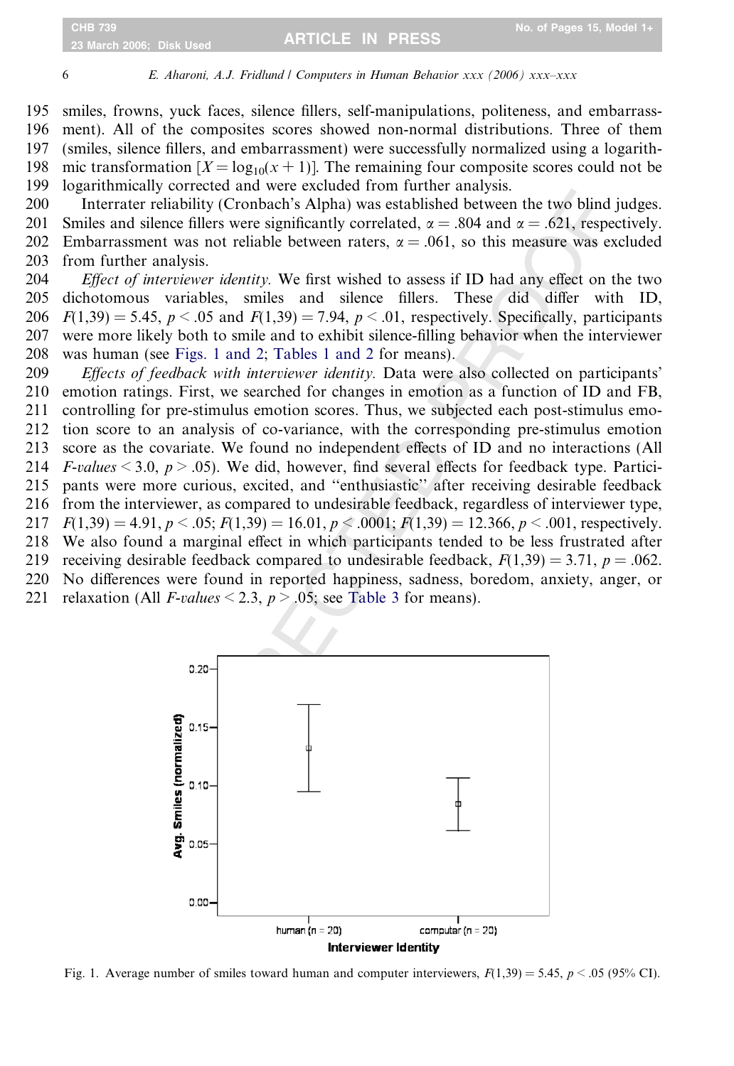smiles, frowns, yuck faces, silence fillers, self-manipulations, politeness, and embarrassment). All of the composites scores showed non-normal distributions. Three of them (smiles, silence fillers, and embarrassment) were successfully normalized using a logarithmic transformation [$X = \log_{10}(x + 1)$]. The remaining four composite scores could not be logarithmically corrected and were excluded from further analysis.

Interrater reliability (Cronbach's Alpha) was established between the two blind judges. Smiles and silence fillers were significantly correlated, $\alpha = .804$ and $\alpha = .621$, respectively. Embarrassment was not reliable between raters, $\alpha = .061$, so this measure was excluded from further analysis.

*Effect of interviewer identity.* We first wished to assess if ID had any effect on the two dichotomous variables, smiles and silence fillers. These did differ with ID, $F(1,39) = 5.45$, $p < .05$ and $F(1,39) = 7.94$, $p < .01$, respectively. Specifically, participants were more likely both to smile and to exhibit silence-filling behavior when the interviewer was human (see Figs. 1 and 2; Tables 1 and 2 for means).

*Effects of feedback with interviewer identity.* Data were also collected on participants' emotion ratings. First, we searched for changes in emotion as a function of ID and FB, controlling for pre-stimulus emotion scores. Thus, we subjected each post-stimulus emotion score to an analysis of co-variance, with the corresponding pre-stimulus emotion score as the covariate. We found no independent effects of ID and no interactions (All *F-values* < 3.0, $p > .05$). We did, however, find several effects for feedback type. Participants were more curious, excited, and "enthusiastic" after receiving desirable feedback from the interviewer, as compared to undesirable feedback, regardless of interviewer type, $F(1,39) = 4.91$, $p < .05$; $F(1,39) = 16.01$, $p < .0001$; $F(1,39) = 12.366$, $p < .001$, respectively. We also found a marginal effect in which participants tended to be less frustrated after receiving desirable feedback compared to undesirable feedback, $F(1,39) = 3.71$, $p = .062$. No differences were found in reported happiness, sadness, boredom, anxiety, anger, or relaxation (All *F-values* < 2.3, $p > .05$; see Table 3 for means).

Fig. 1. Average number of smiles toward human and computer interviewers, $F(1,39) = 5.45$, $p < .05$ (95% CI).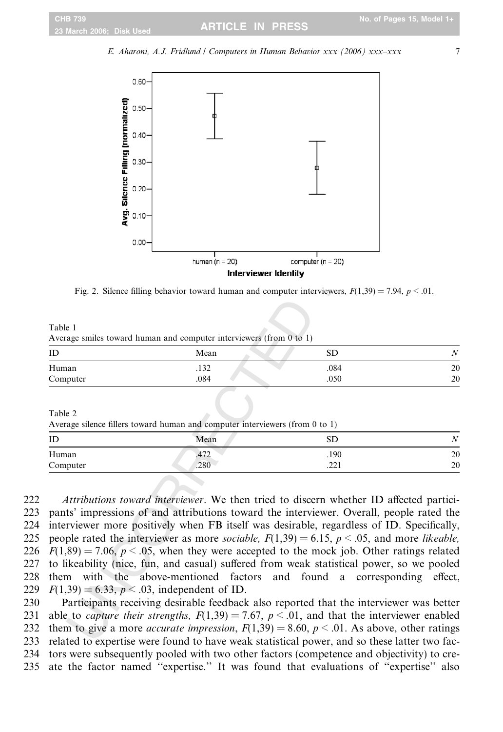Fig. 2. Silence filling behavior toward human and computer interviewers, $F(1,39) = 7.94$, $p < .01$.

Table 1
Average smiles toward human and computer interviewers (from 0 to 1)

| ID | Mean | SD | N |
|---|---|---|---|
| Human | .132 | .084 | 20 |
| Computer | .084 | .050 | 20 |

Table 2
Average silence fillers toward human and computer interviewers (from 0 to 1)

| ID | Mean | SD | N |
|---|---|---|---|
| Human | .472 | .190 | 20 |
| Computer | .280 | .221 | 20 |

*Attributions toward interviewer*. We then tried to discern whether ID affected participants' impressions of and attributions toward the interviewer. Overall, people rated the interviewer more positively when FB itself was desirable, regardless of ID. Specifically, people rated the interviewer as more *sociable,* $F(1,39) = 6.15$, $p < .05$, and more *likeable,* $F(1,89) = 7.06$, $p < .05$, when they were accepted to the mock job. Other ratings related to likeability (nice, fun, and casual) suffered from weak statistical power, so we pooled them with the above-mentioned factors and found a corresponding effect, $F(1,39) = 6.33$, $p < .03$, independent of ID.

Participants receiving desirable feedback also reported that the interviewer was better able to *capture their strengths,* $F(1,39) = 7.67$, $p < .01$, and that the interviewer enabled them to give a more *accurate impression*, $F(1,39) = 8.60$, $p < .01$. As above, other ratings related to expertise were found to have weak statistical power, and so these latter two factors were subsequently pooled with two other factors (competence and objectivity) to create the factor named "expertise." It was found that evaluations of "expertise" also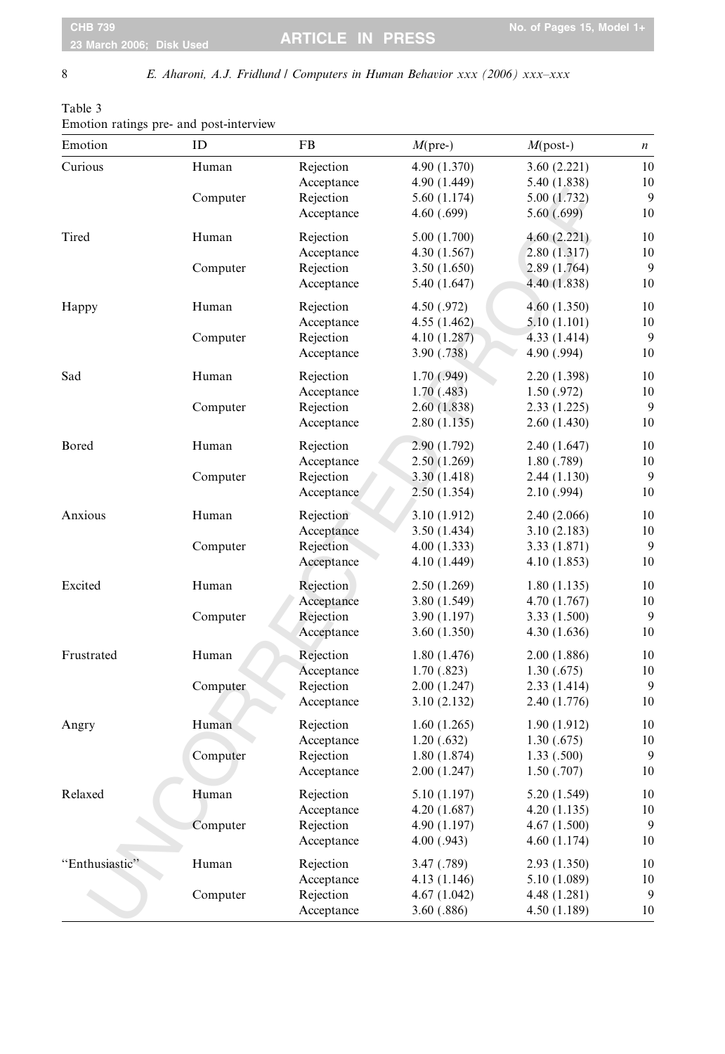Table 3
Emotion ratings pre- and post-interview

| Emotion | ID | FB | *M*(pre-) | *M*(post-) | *n* |
|---|---|---|---|---|---|
| Curious | Human | Rejection | 4.90 (1.370) | 3.60 (2.221) | 10 |
| | | Acceptance | 4.90 (1.449) | 5.40 (1.838) | 10 |
| | Computer | Rejection | 5.60 (1.174) | 5.00 (1.732) | 9 |
| | | Acceptance | 4.60 (.699) | 5.60 (.699) | 10 |
| Tired | Human | Rejection | 5.00 (1.700) | 4.60 (2.221) | 10 |
| | | Acceptance | 4.30 (1.567) | 2.80 (1.317) | 10 |
| | Computer | Rejection | 3.50 (1.650) | 2.89 (1.764) | 9 |
| | | Acceptance | 5.40 (1.647) | 4.40 (1.838) | 10 |
| Happy | Human | Rejection | 4.50 (.972) | 4.60 (1.350) | 10 |
| | | Acceptance | 4.55 (1.462) | 5.10 (1.101) | 10 |
| | Computer | Rejection | 4.10 (1.287) | 4.33 (1.414) | 9 |
| | | Acceptance | 3.90 (.738) | 4.90 (.994) | 10 |
| Sad | Human | Rejection | 1.70 (.949) | 2.20 (1.398) | 10 |
| | | Acceptance | 1.70 (.483) | 1.50 (.972) | 10 |
| | Computer | Rejection | 2.60 (1.838) | 2.33 (1.225) | 9 |
| | | Acceptance | 2.80 (1.135) | 2.60 (1.430) | 10 |
| Bored | Human | Rejection | 2.90 (1.792) | 2.40 (1.647) | 10 |
| | | Acceptance | 2.50 (1.269) | 1.80 (.789) | 10 |
| | Computer | Rejection | 3.30 (1.418) | 2.44 (1.130) | 9 |
| | | Acceptance | 2.50 (1.354) | 2.10 (.994) | 10 |
| Anxious | Human | Rejection | 3.10 (1.912) | 2.40 (2.066) | 10 |
| | | Acceptance | 3.50 (1.434) | 3.10 (2.183) | 10 |
| | Computer | Rejection | 4.00 (1.333) | 3.33 (1.871) | 9 |
| | | Acceptance | 4.10 (1.449) | 4.10 (1.853) | 10 |
| Excited | Human | Rejection | 2.50 (1.269) | 1.80 (1.135) | 10 |
| | | Acceptance | 3.80 (1.549) | 4.70 (1.767) | 10 |
| | Computer | Rejection | 3.90 (1.197) | 3.33 (1.500) | 9 |
| | | Acceptance | 3.60 (1.350) | 4.30 (1.636) | 10 |
| Frustrated | Human | Rejection | 1.80 (1.476) | 2.00 (1.886) | 10 |
| | | Acceptance | 1.70 (.823) | 1.30 (.675) | 10 |
| | Computer | Rejection | 2.00 (1.247) | 2.33 (1.414) | 9 |
| | | Acceptance | 3.10 (2.132) | 2.40 (1.776) | 10 |
| Angry | Human | Rejection | 1.60 (1.265) | 1.90 (1.912) | 10 |
| | | Acceptance | 1.20 (.632) | 1.30 (.675) | 10 |
| | Computer | Rejection | 1.80 (1.874) | 1.33 (.500) | 9 |
| | | Acceptance | 2.00 (1.247) | 1.50 (.707) | 10 |
| Relaxed | Human | Rejection | 5.10 (1.197) | 5.20 (1.549) | 10 |
| | | Acceptance | 4.20 (1.687) | 4.20 (1.135) | 10 |
| | Computer | Rejection | 4.90 (1.197) | 4.67 (1.500) | 9 |
| | | Acceptance | 4.00 (.943) | 4.60 (1.174) | 10 |
| "Enthusiastic" | Human | Rejection | 3.47 (.789) | 2.93 (1.350) | 10 |
| | | Acceptance | 4.13 (1.146) | 5.10 (1.089) | 10 |
| | Computer | Rejection | 4.67 (1.042) | 4.48 (1.281) | 9 |
| | | Acceptance | 3.60 (.886) | 4.50 (1.189) | 10 |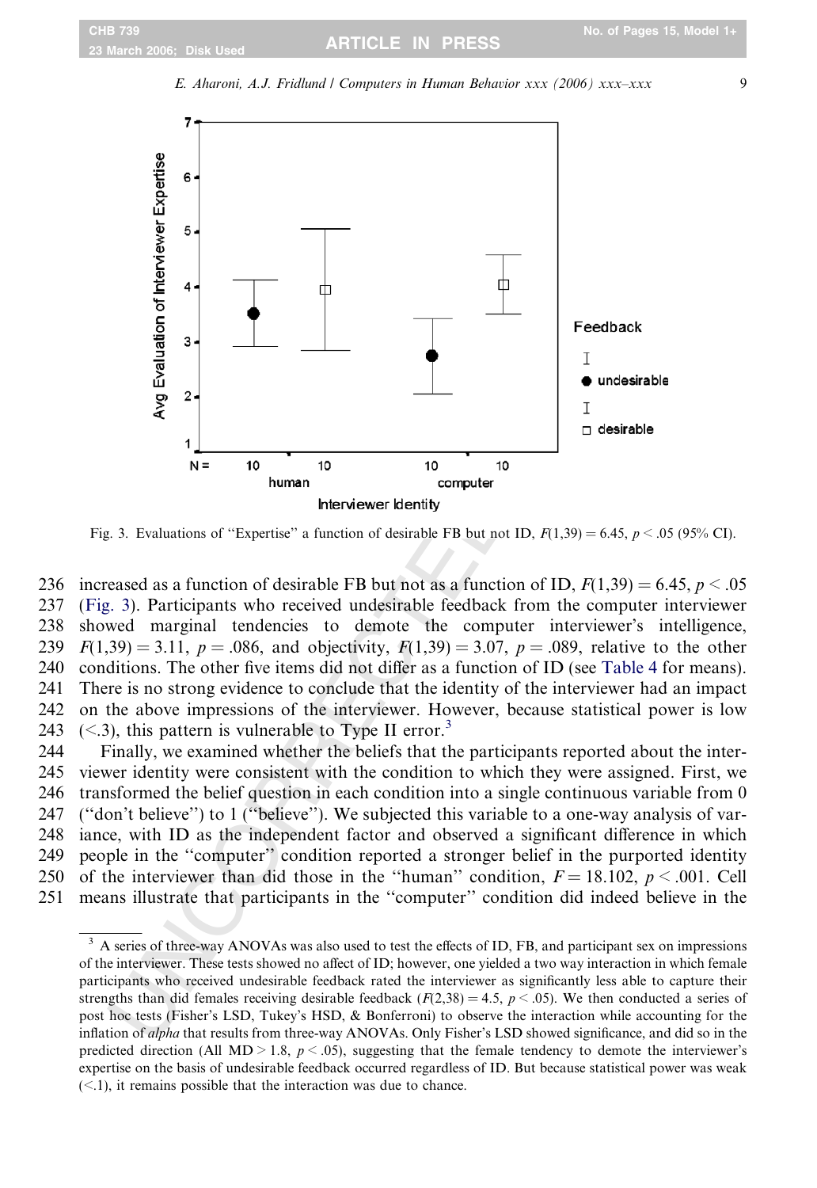Fig. 3. Evaluations of "Expertise" a function of desirable FB but not ID, $F(1,39) = 6.45$, $p < .05$ (95% CI).

increased as a function of desirable FB but not as a function of ID, $F(1,39) = 6.45$, $p < .05$ (Fig. 3). Participants who received undesirable feedback from the computer interviewer showed marginal tendencies to demote the computer interviewer's intelligence, $F(1,39) = 3.11$, $p = .086$, and objectivity, $F(1,39) = 3.07$, $p = .089$, relative to the other conditions. The other five items did not differ as a function of ID (see Table 4 for means). There is no strong evidence to conclude that the identity of the interviewer had an impact on the above impressions of the interviewer. However, because statistical power is low ($<.3$), this pattern is vulnerable to Type II error.[3]

Finally, we examined whether the beliefs that the participants reported about the interviewer identity were consistent with the condition to which they were assigned. First, we transformed the belief question in each condition into a single continuous variable from 0 ("don't believe") to 1 ("believe"). We subjected this variable to a one-way analysis of variance, with ID as the independent factor and observed a significant difference in which people in the "computer" condition reported a stronger belief in the purported identity of the interviewer than did those in the "human" condition, $F = 18.102$, $p < .001$. Cell means illustrate that participants in the "computer" condition did indeed believe in the

[3] A series of three-way ANOVAs was also used to test the effects of ID, FB, and participant sex on impressions of the interviewer. These tests showed no affect of ID; however, one yielded a two way interaction in which female participants who received undesirable feedback rated the interviewer as significantly less able to capture their strengths than did females receiving desirable feedback ($F(2,38) = 4.5$, $p < .05$). We then conducted a series of post hoc tests (Fisher's LSD, Tukey's HSD, & Bonferroni) to observe the interaction while accounting for the inflation of *alpha* that results from three-way ANOVAs. Only Fisher's LSD showed significance, and did so in the predicted direction (All $MD > 1.8$, $p < .05$), suggesting that the female tendency to demote the interviewer's expertise on the basis of undesirable feedback occurred regardless of ID. But because statistical power was weak ($<.1$), it remains possible that the interaction was due to chance.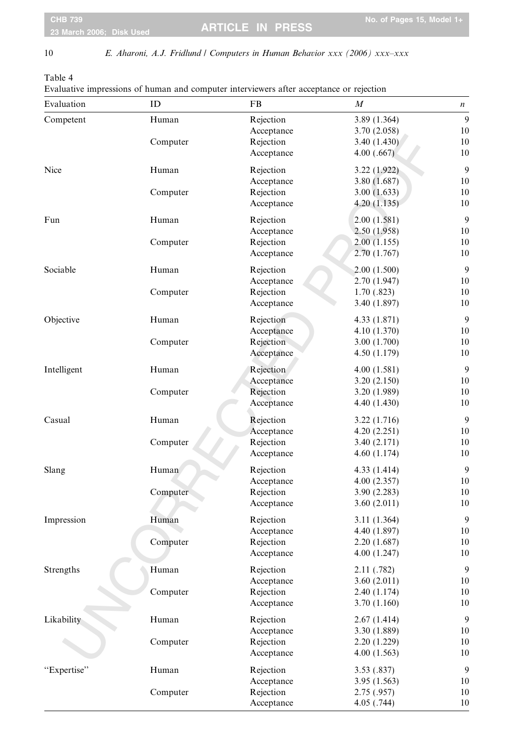Table 4

Evaluative impressions of human and computer interviewers after acceptance or rejection

| Evaluation | ID | FB | *M* | *n* |
|---|---|---|---|---|
| Competent | Human | Rejection | 3.89 (1.364) | 9 |
| | | Acceptance | 3.70 (2.058) | 10 |
| | Computer | Rejection | 3.40 (1.430) | 10 |
| | | Acceptance | 4.00 (.667) | 10 |
| Nice | Human | Rejection | 3.22 (1.922) | 9 |
| | | Acceptance | 3.80 (1.687) | 10 |
| | Computer | Rejection | 3.00 (1.633) | 10 |
| | | Acceptance | 4.20 (1.135) | 10 |
| Fun | Human | Rejection | 2.00 (1.581) | 9 |
| | | Acceptance | 2.50 (1.958) | 10 |
| | Computer | Rejection | 2.00 (1.155) | 10 |
| | | Acceptance | 2.70 (1.767) | 10 |
| Sociable | Human | Rejection | 2.00 (1.500) | 9 |
| | | Acceptance | 2.70 (1.947) | 10 |
| | Computer | Rejection | 1.70 (.823) | 10 |
| | | Acceptance | 3.40 (1.897) | 10 |
| Objective | Human | Rejection | 4.33 (1.871) | 9 |
| | | Acceptance | 4.10 (1.370) | 10 |
| | Computer | Rejection | 3.00 (1.700) | 10 |
| | | Acceptance | 4.50 (1.179) | 10 |
| Intelligent | Human | Rejection | 4.00 (1.581) | 9 |
| | | Acceptance | 3.20 (2.150) | 10 |
| | Computer | Rejection | 3.20 (1.989) | 10 |
| | | Acceptance | 4.40 (1.430) | 10 |
| Casual | Human | Rejection | 3.22 (1.716) | 9 |
| | | Acceptance | 4.20 (2.251) | 10 |
| | Computer | Rejection | 3.40 (2.171) | 10 |
| | | Acceptance | 4.60 (1.174) | 10 |
| Slang | Human | Rejection | 4.33 (1.414) | 9 |
| | | Acceptance | 4.00 (2.357) | 10 |
| | Computer | Rejection | 3.90 (2.283) | 10 |
| | | Acceptance | 3.60 (2.011) | 10 |
| Impression | Human | Rejection | 3.11 (1.364) | 9 |
| | | Acceptance | 4.40 (1.897) | 10 |
| | Computer | Rejection | 2.20 (1.687) | 10 |
| | | Acceptance | 4.00 (1.247) | 10 |
| Strengths | Human | Rejection | 2.11 (.782) | 9 |
| | | Acceptance | 3.60 (2.011) | 10 |
| | Computer | Rejection | 2.40 (1.174) | 10 |
| | | Acceptance | 3.70 (1.160) | 10 |
| Likability | Human | Rejection | 2.67 (1.414) | 9 |
| | | Acceptance | 3.30 (1.889) | 10 |
| | Computer | Rejection | 2.20 (1.229) | 10 |
| | | Acceptance | 4.00 (1.563) | 10 |
| "Expertise" | Human | Rejection | 3.53 (.837) | 9 |
| | | Acceptance | 3.95 (1.563) | 10 |
| | Computer | Rejection | 2.75 (.957) | 10 |
| | | Acceptance | 4.05 (.744) | 10 |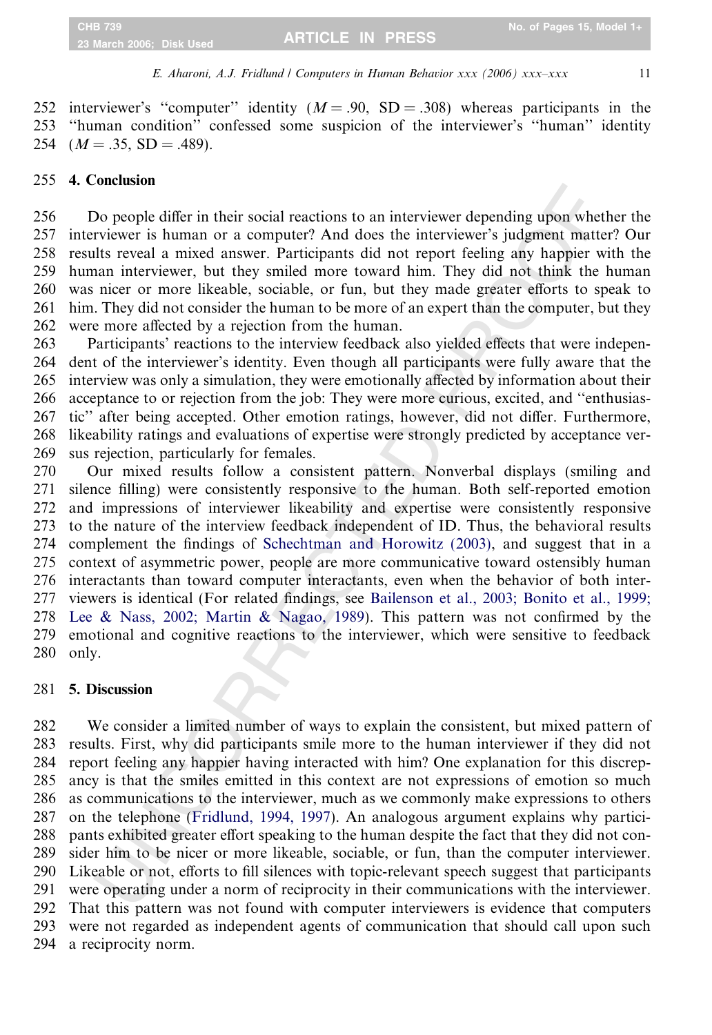interviewer's "computer" identity ($M = .90$, $SD = .308$) whereas participants in the "human condition" confessed some suspicion of the interviewer's "human" identity ($M = .35$, $SD = .489$).

## 4. Conclusion

Do people differ in their social reactions to an interviewer depending upon whether the interviewer is human or a computer? And does the interviewer's judgment matter? Our results reveal a mixed answer. Participants did not report feeling any happier with the human interviewer, but they smiled more toward him. They did not think the human was nicer or more likeable, sociable, or fun, but they made greater efforts to speak to him. They did not consider the human to be more of an expert than the computer, but they were more affected by a rejection from the human.

Participants' reactions to the interview feedback also yielded effects that were independent of the interviewer's identity. Even though all participants were fully aware that the interview was only a simulation, they were emotionally affected by information about their acceptance to or rejection from the job: They were more curious, excited, and "enthusiastic" after being accepted. Other emotion ratings, however, did not differ. Furthermore, likeability ratings and evaluations of expertise were strongly predicted by acceptance versus rejection, particularly for females.

Our mixed results follow a consistent pattern. Nonverbal displays (smiling and silence filling) were consistently responsive to the human. Both self-reported emotion and impressions of interviewer likeability and expertise were consistently responsive to the nature of the interview feedback independent of ID. Thus, the behavioral results complement the findings of Schechtman and Horowitz (2003), and suggest that in a context of asymmetric power, people are more communicative toward ostensibly human interactants than toward computer interactants, even when the behavior of both interviewers is identical (For related findings, see Bailenson et al., 2003; Bonito et al., 1999; Lee & Nass, 2002; Martin & Nagao, 1989). This pattern was not confirmed by the emotional and cognitive reactions to the interviewer, which were sensitive to feedback only.

## 5. Discussion

We consider a limited number of ways to explain the consistent, but mixed pattern of results. First, why did participants smile more to the human interviewer if they did not report feeling any happier having interacted with him? One explanation for this discrepancy is that the smiles emitted in this context are not expressions of emotion so much as communications to the interviewer, much as we commonly make expressions to others on the telephone (Fridlund, 1994, 1997). An analogous argument explains why participants exhibited greater effort speaking to the human despite the fact that they did not consider him to be nicer or more likeable, sociable, or fun, than the computer interviewer. Likeable or not, efforts to fill silences with topic-relevant speech suggest that participants were operating under a norm of reciprocity in their communications with the interviewer. That this pattern was not found with computer interviewers is evidence that computers were not regarded as independent agents of communication that should call upon such a reciprocity norm.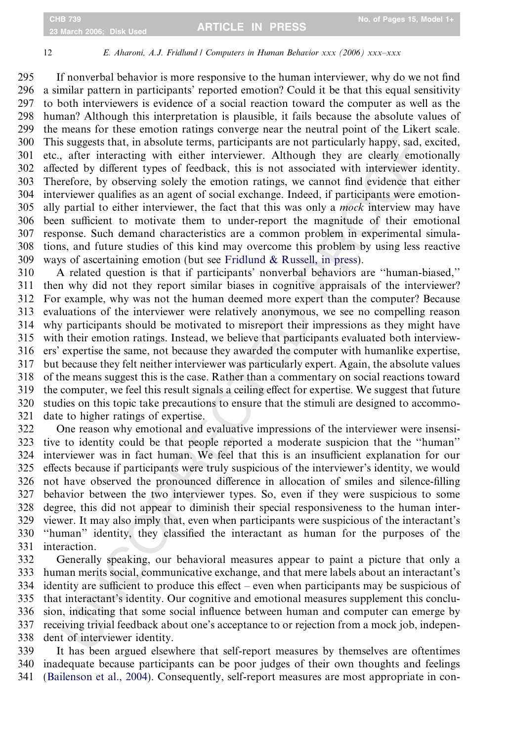If nonverbal behavior is more responsive to the human interviewer, why do we not find a similar pattern in participants' reported emotion? Could it be that this equal sensitivity to both interviewers is evidence of a social reaction toward the computer as well as the human? Although this interpretation is plausible, it fails because the absolute values of the means for these emotion ratings converge near the neutral point of the Likert scale. This suggests that, in absolute terms, participants are not particularly happy, sad, excited, etc., after interacting with either interviewer. Although they are clearly emotionally affected by different types of feedback, this is not associated with interviewer identity. Therefore, by observing solely the emotion ratings, we cannot find evidence that either interviewer qualifies as an agent of social exchange. Indeed, if participants were emotionally partial to either interviewer, the fact that this was only a *mock* interview may have been sufficient to motivate them to under-report the magnitude of their emotional response. Such demand characteristics are a common problem in experimental simulations, and future studies of this kind may overcome this problem by using less reactive ways of ascertaining emotion (but see Fridlund & Russell, in press).

A related question is that if participants' nonverbal behaviors are "human-biased," then why did not they report similar biases in cognitive appraisals of the interviewer? For example, why was not the human deemed more expert than the computer? Because evaluations of the interviewer were relatively anonymous, we see no compelling reason why participants should be motivated to misreport their impressions as they might have with their emotion ratings. Instead, we believe that participants evaluated both interviewers' expertise the same, not because they awarded the computer with humanlike expertise, but because they felt neither interviewer was particularly expert. Again, the absolute values of the means suggest this is the case. Rather than a commentary on social reactions toward the computer, we feel this result signals a ceiling effect for expertise. We suggest that future studies on this topic take precautions to ensure that the stimuli are designed to accommodate to higher ratings of expertise.

One reason why emotional and evaluative impressions of the interviewer were insensitive to identity could be that people reported a moderate suspicion that the "human" interviewer was in fact human. We feel that this is an insufficient explanation for our effects because if participants were truly suspicious of the interviewer's identity, we would not have observed the pronounced difference in allocation of smiles and silence-filling behavior between the two interviewer types. So, even if they were suspicious to some degree, this did not appear to diminish their special responsiveness to the human interviewer. It may also imply that, even when participants were suspicious of the interactant's "human" identity, they classified the interactant as human for the purposes of the interaction.

Generally speaking, our behavioral measures appear to paint a picture that only a human merits social, communicative exchange, and that mere labels about an interactant's identity are sufficient to produce this effect – even when participants may be suspicious of that interactant's identity. Our cognitive and emotional measures supplement this conclusion, indicating that some social influence between human and computer can emerge by receiving trivial feedback about one's acceptance to or rejection from a mock job, independent of interviewer identity.

It has been argued elsewhere that self-report measures by themselves are oftentimes inadequate because participants can be poor judges of their own thoughts and feelings (Bailenson et al., 2004). Consequently, self-report measures are most appropriate in con-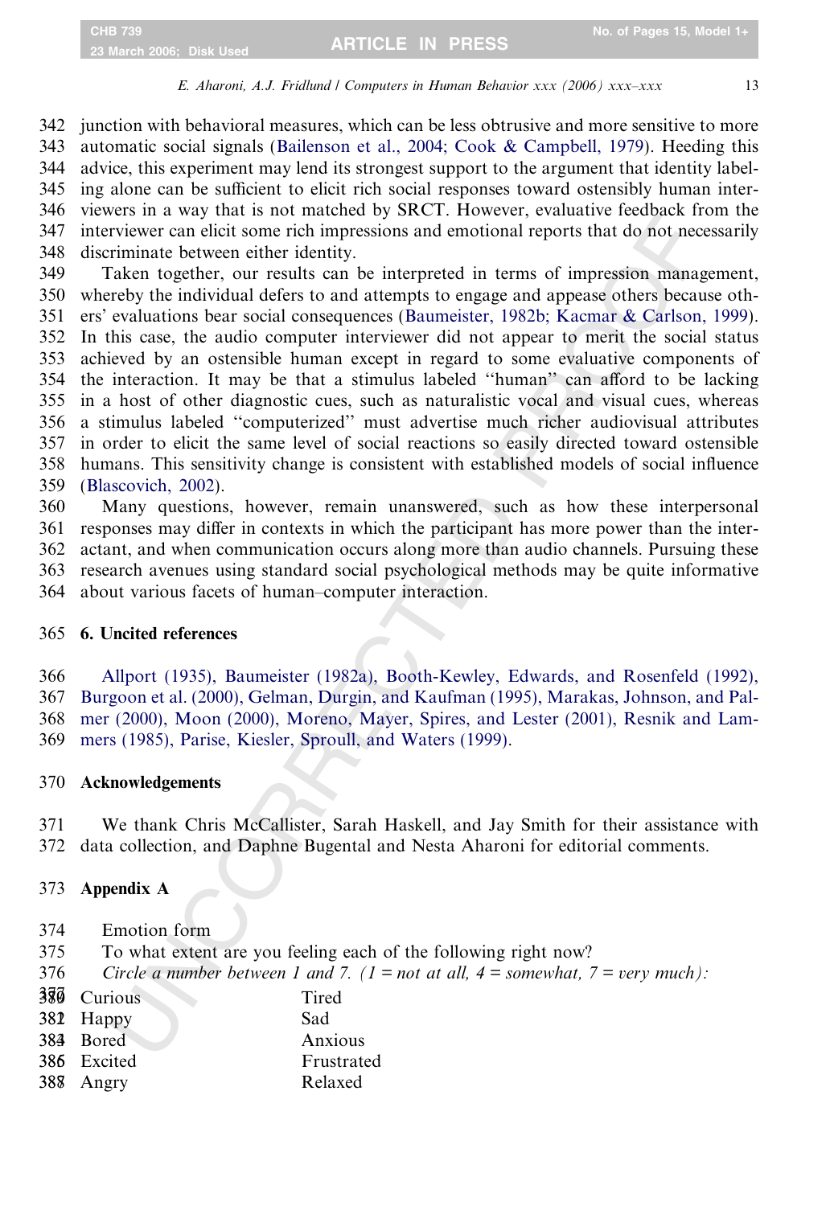junction with behavioral measures, which can be less obtrusive and more sensitive to more automatic social signals (Bailenson et al., 2004; Cook & Campbell, 1979). Heeding this advice, this experiment may lend its strongest support to the argument that identity labeling alone can be sufficient to elicit rich social responses toward ostensibly human interviewers in a way that is not matched by SRCT. However, evaluative feedback from the interviewer can elicit some rich impressions and emotional reports that do not necessarily discriminate between either identity.

Taken together, our results can be interpreted in terms of impression management, whereby the individual defers to and attempts to engage and appease others because others' evaluations bear social consequences (Baumeister, 1982b; Kacmar & Carlson, 1999). In this case, the audio computer interviewer did not appear to merit the social status achieved by an ostensible human except in regard to some evaluative components of the interaction. It may be that a stimulus labeled "human" can afford to be lacking in a host of other diagnostic cues, such as naturalistic vocal and visual cues, whereas a stimulus labeled "computerized" must advertise much richer audiovisual attributes in order to elicit the same level of social reactions so easily directed toward ostensible humans. This sensitivity change is consistent with established models of social influence (Blascovich, 2002).

Many questions, however, remain unanswered, such as how these interpersonal responses may differ in contexts in which the participant has more power than the interactant, and when communication occurs along more than audio channels. Pursuing these research avenues using standard social psychological methods may be quite informative about various facets of human–computer interaction.

## 6. Uncited references

Allport (1935), Baumeister (1982a), Booth-Kewley, Edwards, and Rosenfeld (1992), Burgoon et al. (2000), Gelman, Durgin, and Kaufman (1995), Marakas, Johnson, and Palmer (2000), Moon (2000), Moreno, Mayer, Spires, and Lester (2001), Resnik and Lammers (1985), Parise, Kiesler, Sproull, and Waters (1999).

## Acknowledgements

We thank Chris McCallister, Sarah Haskell, and Jay Smith for their assistance with data collection, and Daphne Bugental and Nesta Aharoni for editorial comments.

## Appendix A

Emotion form

To what extent are you feeling each of the following right now?

*Circle a number between 1 and 7. (1 = not at all, 4 = somewhat, 7 = very much):*

| | |
|---|---|
| Curious | Tired |
| Happy | Sad |
| Bored | Anxious |
| Excited | Frustrated |
| Angry | Relaxed |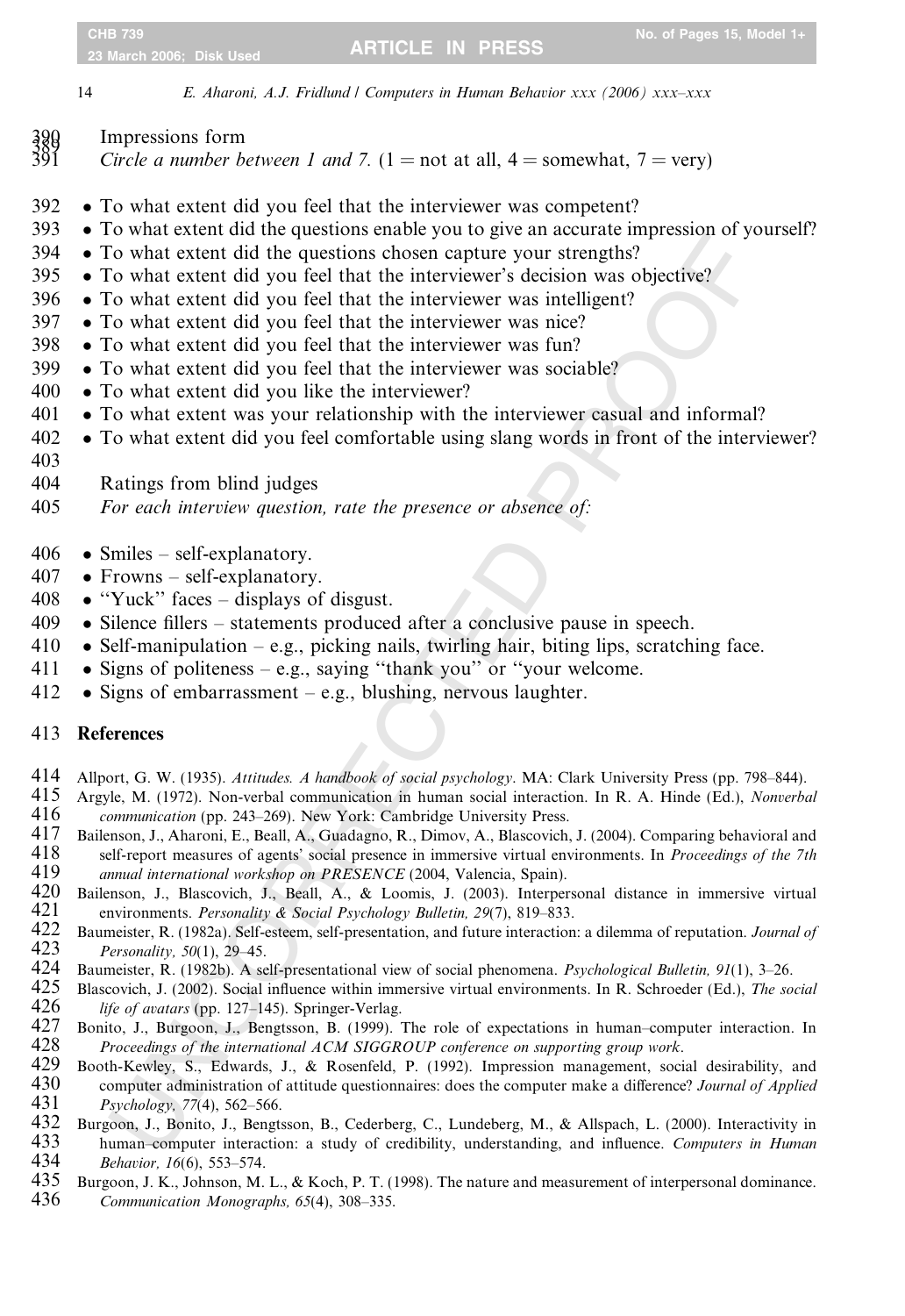Impressions form

*Circle a number between 1 and 7.* (1 = not at all, 4 = somewhat, 7 = very)

- To what extent did you feel that the interviewer was competent?
- To what extent did the questions enable you to give an accurate impression of yourself?
- To what extent did the questions chosen capture your strengths?
- To what extent did you feel that the interviewer's decision was objective?
- To what extent did you feel that the interviewer was intelligent?
- To what extent did you feel that the interviewer was nice?
- To what extent did you feel that the interviewer was fun?
- To what extent did you feel that the interviewer was sociable?
- To what extent did you like the interviewer?
- To what extent was your relationship with the interviewer casual and informal?
- To what extent did you feel comfortable using slang words in front of the interviewer?

Ratings from blind judges

*For each interview question, rate the presence or absence of:*

- Smiles – self-explanatory.
- Frowns – self-explanatory.
- "Yuck" faces – displays of disgust.
- Silence fillers – statements produced after a conclusive pause in speech.
- Self-manipulation – e.g., picking nails, twirling hair, biting lips, scratching face.
- Signs of politeness – e.g., saying "thank you" or "your welcome.
- Signs of embarrassment – e.g., blushing, nervous laughter.

## References

Allport, G. W. (1935). *Attitudes. A handbook of social psychology*. MA: Clark University Press (pp. 798–844).

Argyle, M. (1972). Non-verbal communication in human social interaction. In R. A. Hinde (Ed.), *Nonverbal communication* (pp. 243–269). New York: Cambridge University Press.

Bailenson, J., Aharoni, E., Beall, A., Guadagno, R., Dimov, A., Blascovich, J. (2004). Comparing behavioral and self-report measures of agents' social presence in immersive virtual environments. In *Proceedings of the 7th annual international workshop on PRESENCE* (2004, Valencia, Spain).

Bailenson, J., Blascovich, J., Beall, A., & Loomis, J. (2003). Interpersonal distance in immersive virtual environments. *Personality & Social Psychology Bulletin, 29*(7), 819–833.

Baumeister, R. (1982a). Self-esteem, self-presentation, and future interaction: a dilemma of reputation. *Journal of Personality, 50*(1), 29–45.

Baumeister, R. (1982b). A self-presentational view of social phenomena. *Psychological Bulletin, 91*(1), 3–26.

Blascovich, J. (2002). Social influence within immersive virtual environments. In R. Schroeder (Ed.), *The social life of avatars* (pp. 127–145). Springer-Verlag.

Bonito, J., Burgoon, J., Bengtsson, B. (1999). The role of expectations in human–computer interaction. In *Proceedings of the international ACM SIGGROUP conference on supporting group work*.

Booth-Kewley, S., Edwards, J., & Rosenfeld, P. (1992). Impression management, social desirability, and computer administration of attitude questionnaires: does the computer make a difference? *Journal of Applied Psychology, 77*(4), 562–566.

Burgoon, J., Bonito, J., Bengtsson, B., Cederberg, C., Lundeberg, M., & Allspach, L. (2000). Interactivity in human–computer interaction: a study of credibility, understanding, and influence. *Computers in Human Behavior, 16*(6), 553–574.

Burgoon, J. K., Johnson, M. L., & Koch, P. T. (1998). The nature and measurement of interpersonal dominance. *Communication Monographs, 65*(4), 308–335.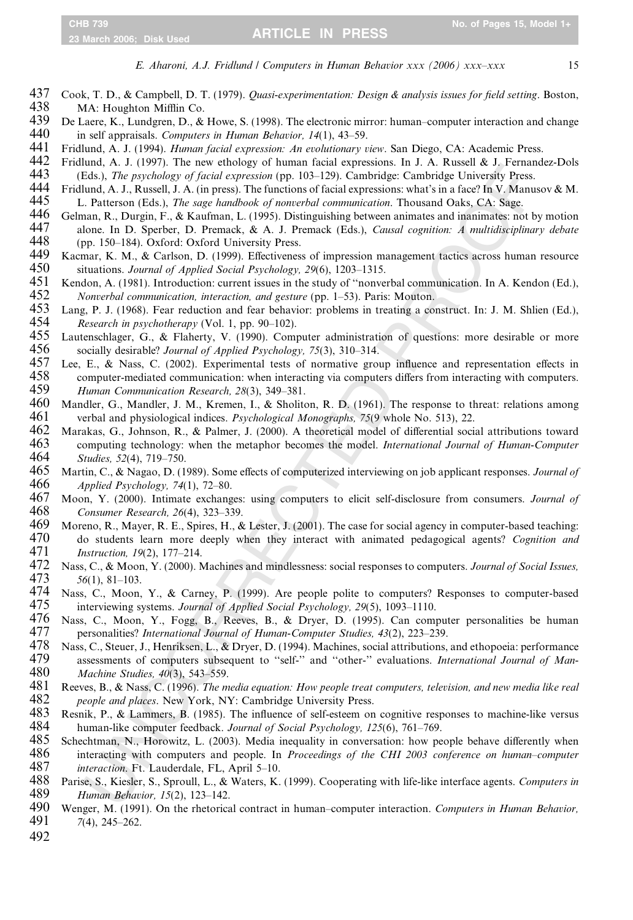Cook, T. D., & Campbell, D. T. (1979). *Quasi-experimentation: Design & analysis issues for field setting*. Boston, MA: Houghton Mifflin Co.

De Laere, K., Lundgren, D., & Howe, S. (1998). The electronic mirror: human–computer interaction and change in self appraisals. *Computers in Human Behavior, 14*(1), 43–59.

Fridlund, A. J. (1994). *Human facial expression: An evolutionary view*. San Diego, CA: Academic Press.

Fridlund, A. J. (1997). The new ethology of human facial expressions. In J. A. Russell & J. Fernandez-Dols (Eds.), *The psychology of facial expression* (pp. 103–129). Cambridge: Cambridge University Press.

Fridlund, A. J., Russell, J. A. (in press). The functions of facial expressions: what's in a face? In V. Manusov & M. L. Patterson (Eds.), *The sage handbook of nonverbal communication*. Thousand Oaks, CA: Sage.

Gelman, R., Durgin, F., & Kaufman, L. (1995). Distinguishing between animates and inanimates: not by motion alone. In D. Sperber, D. Premack, & A. J. Premack (Eds.), *Causal cognition: A multidisciplinary debate* (pp. 150–184). Oxford: Oxford University Press.

Kacmar, K. M., & Carlson, D. (1999). Effectiveness of impression management tactics across human resource situations. *Journal of Applied Social Psychology, 29*(6), 1203–1315.

Kendon, A. (1981). Introduction: current issues in the study of "nonverbal communication. In A. Kendon (Ed.), *Nonverbal communication, interaction, and gesture* (pp. 1–53). Paris: Mouton.

Lang, P. J. (1968). Fear reduction and fear behavior: problems in treating a construct. In: J. M. Shlien (Ed.), *Research in psychotherapy* (Vol. 1, pp. 90–102).

Lautenschlager, G., & Flaherty, V. (1990). Computer administration of questions: more desirable or more socially desirable? *Journal of Applied Psychology, 75*(3), 310–314.

Lee, E., & Nass, C. (2002). Experimental tests of normative group influence and representation effects in computer-mediated communication: when interacting via computers differs from interacting with computers. *Human Communication Research, 28*(3), 349–381.

Mandler, G., Mandler, J. M., Kremen, I., & Sholiton, R. D. (1961). The response to threat: relations among verbal and physiological indices. *Psychological Monographs, 75*(9 whole No. 513), 22.

Marakas, G., Johnson, R., & Palmer, J. (2000). A theoretical model of differential social attributions toward computing technology: when the metaphor becomes the model. *International Journal of Human-Computer Studies, 52*(4), 719–750.

Martin, C., & Nagao, D. (1989). Some effects of computerized interviewing on job applicant responses. *Journal of Applied Psychology, 74*(1), 72–80.

Moon, Y. (2000). Intimate exchanges: using computers to elicit self-disclosure from consumers. *Journal of Consumer Research, 26*(4), 323–339.

Moreno, R., Mayer, R. E., Spires, H., & Lester, J. (2001). The case for social agency in computer-based teaching: do students learn more deeply when they interact with animated pedagogical agents? *Cognition and Instruction, 19*(2), 177–214.

Nass, C., & Moon, Y. (2000). Machines and mindlessness: social responses to computers. *Journal of Social Issues, 56*(1), 81–103.

Nass, C., Moon, Y., & Carney, P. (1999). Are people polite to computers? Responses to computer-based interviewing systems. *Journal of Applied Social Psychology, 29*(5), 1093–1110.

Nass, C., Moon, Y., Fogg, B., Reeves, B., & Dryer, D. (1995). Can computer personalities be human personalities? *International Journal of Human-Computer Studies, 43*(2), 223–239.

Nass, C., Steuer, J., Henriksen, L., & Dryer, D. (1994). Machines, social attributions, and ethopoeia: performance assessments of computers subsequent to "self-" and "other-" evaluations. *International Journal of Man-Machine Studies, 40*(3), 543–559.

Reeves, B., & Nass, C. (1996). *The media equation: How people treat computers, television, and new media like real people and places*. New York, NY: Cambridge University Press.

Resnik, P., & Lammers, B. (1985). The influence of self-esteem on cognitive responses to machine-like versus human-like computer feedback. *Journal of Social Psychology, 125*(6), 761–769.

Schechtman, N., Horowitz, L. (2003). Media inequality in conversation: how people behave differently when interacting with computers and people. In *Proceedings of the CHI 2003 conference on human–computer interaction*. Ft. Lauderdale, FL, April 5–10.

Parise, S., Kiesler, S., Sproull, L., & Waters, K. (1999). Cooperating with life-like interface agents. *Computers in Human Behavior, 15*(2), 123–142.

Wenger, M. (1991). On the rhetorical contract in human–computer interaction. *Computers in Human Behavior, 7*(4), 245–262.